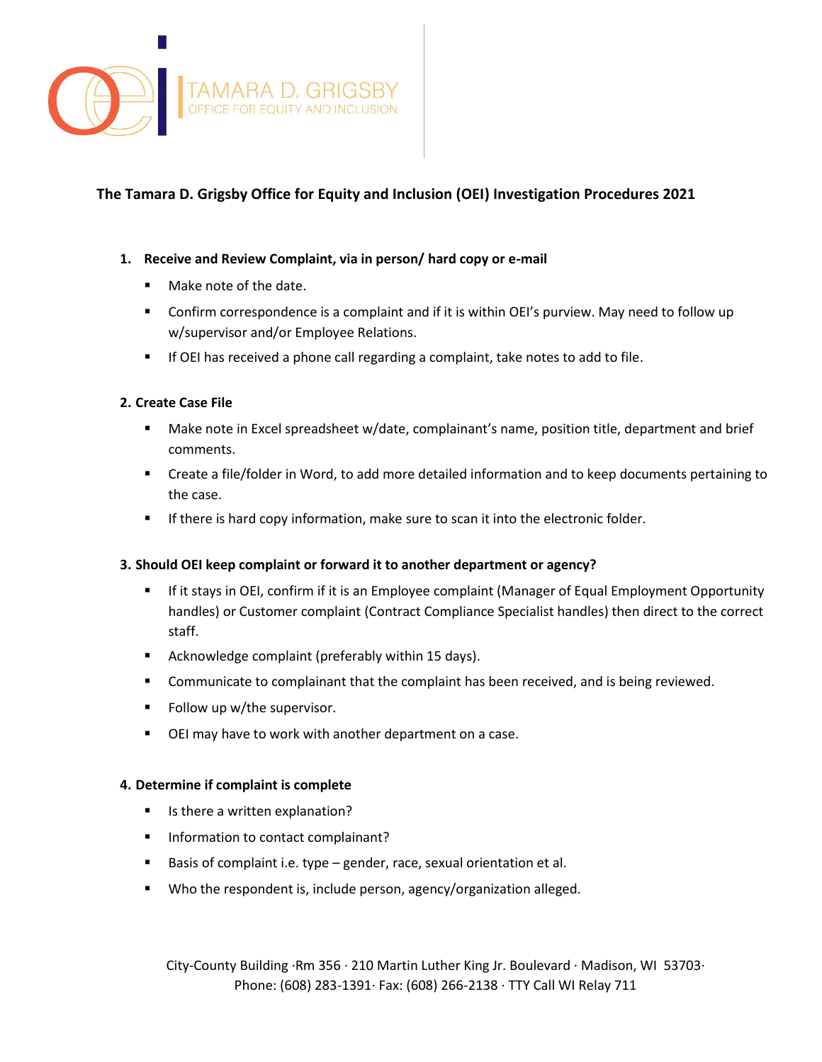TAMARA D. GRIGSBY
OFFICE FOR EQUITY AND INCLUSION

# The Tamara D. Grigsby Office for Equity and Inclusion (OEI) Investigation Procedures 2021

1. **Receive and Review Complaint, via in person/ hard copy or e-mail**
   - Make note of the date.
   - Confirm correspondence is a complaint and if it is within OEI's purview. May need to follow up w/supervisor and/or Employee Relations.
   - If OEI has received a phone call regarding a complaint, take notes to add to file.

2. **Create Case File**
   - Make note in Excel spreadsheet w/date, complainant's name, position title, department and brief comments.
   - Create a file/folder in Word, to add more detailed information and to keep documents pertaining to the case.
   - If there is hard copy information, make sure to scan it into the electronic folder.

3. **Should OEI keep complaint or forward it to another department or agency?**
   - If it stays in OEI, confirm if it is an Employee complaint (Manager of Equal Employment Opportunity handles) or Customer complaint (Contract Compliance Specialist handles) then direct to the correct staff.
   - Acknowledge complaint (preferably within 15 days).
   - Communicate to complainant that the complaint has been received, and is being reviewed.
   - Follow up w/the supervisor.
   - OEI may have to work with another department on a case.

4. **Determine if complaint is complete**
   - Is there a written explanation?
   - Information to contact complainant?
   - Basis of complaint i.e. type – gender, race, sexual orientation et al.
   - Who the respondent is, include person, agency/organization alleged.

City-County Building ·Rm 356 · 210 Martin Luther King Jr. Boulevard · Madison, WI 53703·
Phone: (608) 283-1391· Fax: (608) 266-2138 · TTY Call WI Relay 711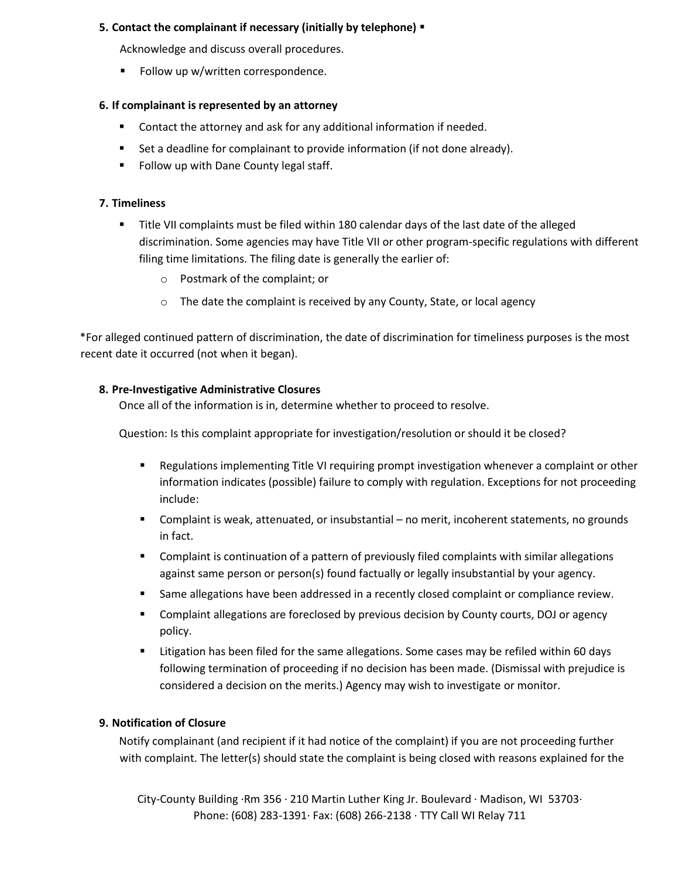**5. Contact the complainant if necessary (initially by telephone) ▪**

Acknowledge and discuss overall procedures.

- Follow up w/written correspondence.

**6. If complainant is represented by an attorney**

- Contact the attorney and ask for any additional information if needed.
- Set a deadline for complainant to provide information (if not done already).
- Follow up with Dane County legal staff.

**7. Timeliness**

- Title VII complaints must be filed within 180 calendar days of the last date of the alleged discrimination. Some agencies may have Title VII or other program-specific regulations with different filing time limitations. The filing date is generally the earlier of:
  - Postmark of the complaint; or
  - The date the complaint is received by any County, State, or local agency

*For alleged continued pattern of discrimination, the date of discrimination for timeliness purposes is the most recent date it occurred (not when it began).

**8. Pre-Investigative Administrative Closures**

Once all of the information is in, determine whether to proceed to resolve.

Question: Is this complaint appropriate for investigation/resolution or should it be closed?

- Regulations implementing Title VI requiring prompt investigation whenever a complaint or other information indicates (possible) failure to comply with regulation. Exceptions for not proceeding include:
- Complaint is weak, attenuated, or insubstantial – no merit, incoherent statements, no grounds in fact.
- Complaint is continuation of a pattern of previously filed complaints with similar allegations against same person or person(s) found factually or legally insubstantial by your agency.
- Same allegations have been addressed in a recently closed complaint or compliance review.
- Complaint allegations are foreclosed by previous decision by County courts, DOJ or agency policy.
- Litigation has been filed for the same allegations. Some cases may be refiled within 60 days following termination of proceeding if no decision has been made. (Dismissal with prejudice is considered a decision on the merits.) Agency may wish to investigate or monitor.

**9. Notification of Closure**

Notify complainant (and recipient if it had notice of the complaint) if you are not proceeding further with complaint. The letter(s) should state the complaint is being closed with reasons explained for the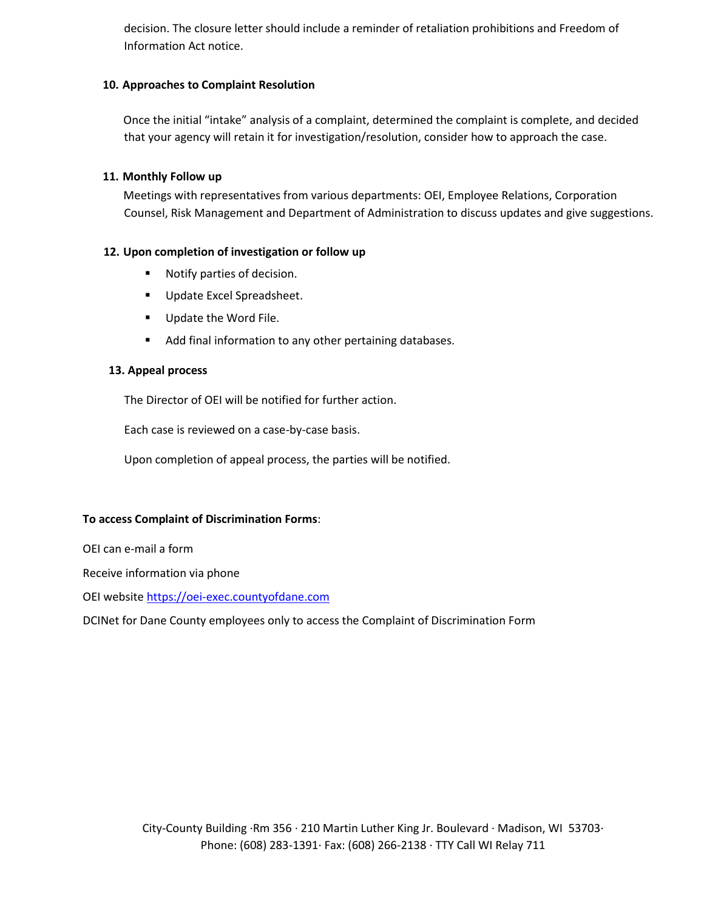decision. The closure letter should include a reminder of retaliation prohibitions and Freedom of Information Act notice.

**10. Approaches to Complaint Resolution**

Once the initial "intake" analysis of a complaint, determined the complaint is complete, and decided that your agency will retain it for investigation/resolution, consider how to approach the case.

**11. Monthly Follow up**

Meetings with representatives from various departments: OEI, Employee Relations, Corporation Counsel, Risk Management and Department of Administration to discuss updates and give suggestions.

**12. Upon completion of investigation or follow up**

- Notify parties of decision.
- Update Excel Spreadsheet.
- Update the Word File.
- Add final information to any other pertaining databases.

**13. Appeal process**

The Director of OEI will be notified for further action.

Each case is reviewed on a case-by-case basis.

Upon completion of appeal process, the parties will be notified.

**To access Complaint of Discrimination Forms**:

OEI can e-mail a form

Receive information via phone

OEI website https://oei-exec.countyofdane.com

DCINet for Dane County employees only to access the Complaint of Discrimination Form

City-County Building ·Rm 356 · 210 Martin Luther King Jr. Boulevard · Madison, WI 53703·
Phone: (608) 283-1391· Fax: (608) 266-2138 · TTY Call WI Relay 711